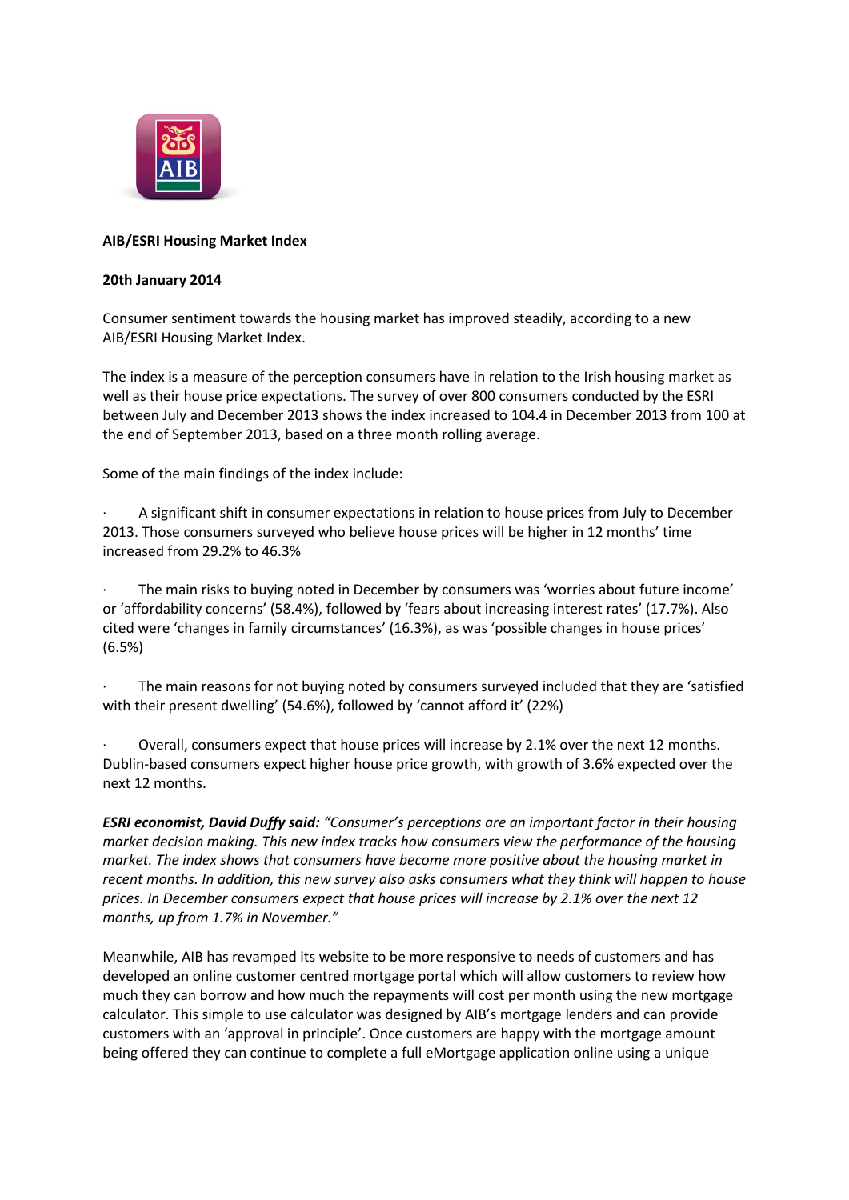**AIB/ESRI Housing Market Index**

**20th January 2014**

Consumer sentiment towards the housing market has improved steadily, according to a new AIB/ESRI Housing Market Index.

The index is a measure of the perception consumers have in relation to the Irish housing market as well as their house price expectations. The survey of over 800 consumers conducted by the ESRI between July and December 2013 shows the index increased to 104.4 in December 2013 from 100 at the end of September 2013, based on a three month rolling average.

Some of the main findings of the index include:

- A significant shift in consumer expectations in relation to house prices from July to December 2013. Those consumers surveyed who believe house prices will be higher in 12 months' time increased from 29.2% to 46.3%

- The main risks to buying noted in December by consumers was 'worries about future income' or 'affordability concerns' (58.4%), followed by 'fears about increasing interest rates' (17.7%). Also cited were 'changes in family circumstances' (16.3%), as was 'possible changes in house prices' (6.5%)

- The main reasons for not buying noted by consumers surveyed included that they are 'satisfied with their present dwelling' (54.6%), followed by 'cannot afford it' (22%)

- Overall, consumers expect that house prices will increase by 2.1% over the next 12 months. Dublin-based consumers expect higher house price growth, with growth of 3.6% expected over the next 12 months.

***ESRI economist, David Duffy said:*** *"Consumer's perceptions are an important factor in their housing market decision making. This new index tracks how consumers view the performance of the housing market. The index shows that consumers have become more positive about the housing market in recent months. In addition, this new survey also asks consumers what they think will happen to house prices. In December consumers expect that house prices will increase by 2.1% over the next 12 months, up from 1.7% in November."*

Meanwhile, AIB has revamped its website to be more responsive to needs of customers and has developed an online customer centred mortgage portal which will allow customers to review how much they can borrow and how much the repayments will cost per month using the new mortgage calculator. This simple to use calculator was designed by AIB's mortgage lenders and can provide customers with an 'approval in principle'. Once customers are happy with the mortgage amount being offered they can continue to complete a full eMortgage application online using a unique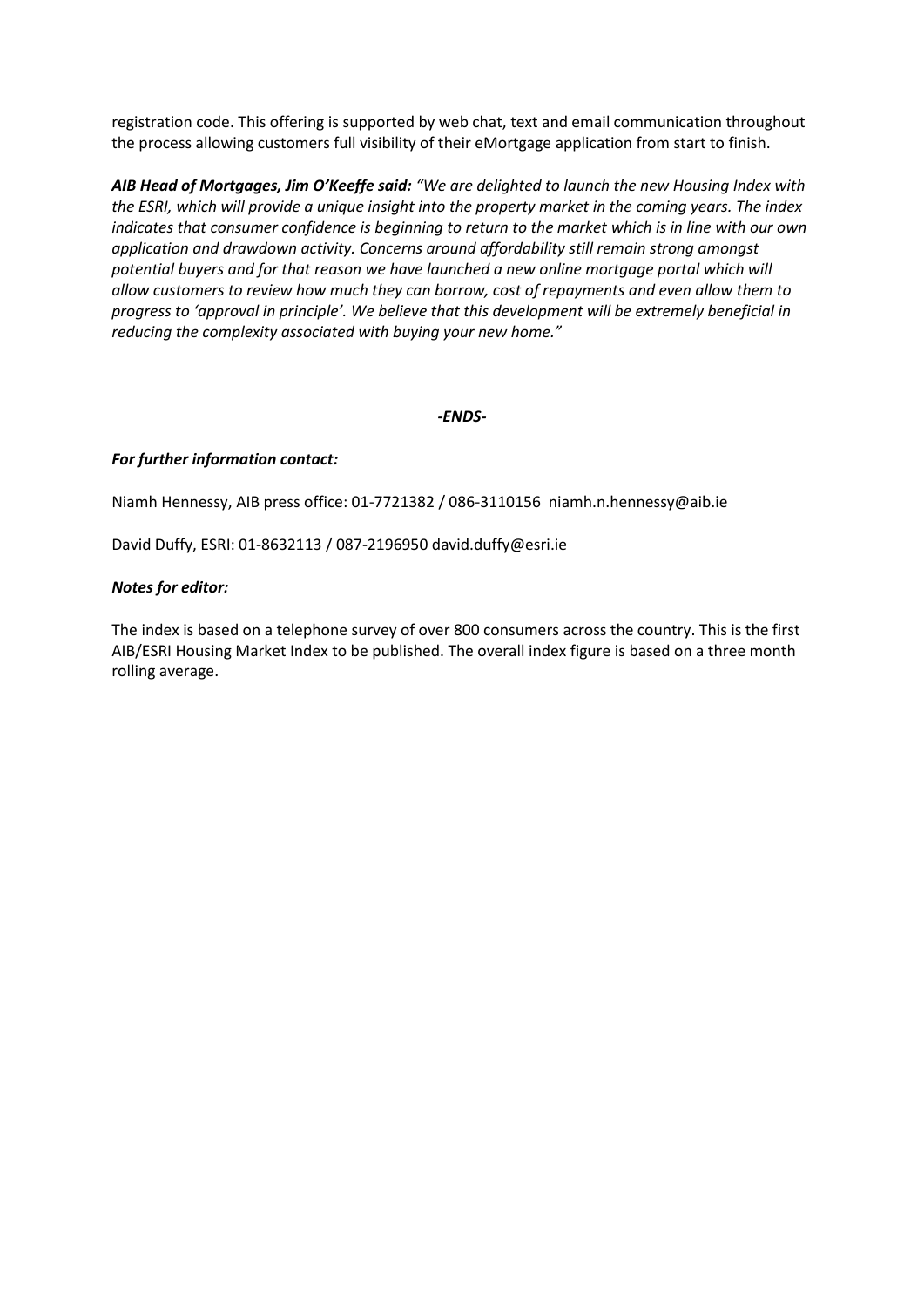registration code. This offering is supported by web chat, text and email communication throughout the process allowing customers full visibility of their eMortgage application from start to finish.

***AIB Head of Mortgages, Jim O'Keeffe said:*** *"We are delighted to launch the new Housing Index with the ESRI, which will provide a unique insight into the property market in the coming years. The index indicates that consumer confidence is beginning to return to the market which is in line with our own application and drawdown activity. Concerns around affordability still remain strong amongst potential buyers and for that reason we have launched a new online mortgage portal which will allow customers to review how much they can borrow, cost of repayments and even allow them to progress to 'approval in principle'. We believe that this development will be extremely beneficial in reducing the complexity associated with buying your new home."*

***-ENDS-***

***For further information contact:***

Niamh Hennessy, AIB press office: 01-7721382 / 086-3110156 niamh.n.hennessy@aib.ie

David Duffy, ESRI: 01-8632113 / 087-2196950 david.duffy@esri.ie

***Notes for editor:***

The index is based on a telephone survey of over 800 consumers across the country. This is the first AIB/ESRI Housing Market Index to be published. The overall index figure is based on a three month rolling average.